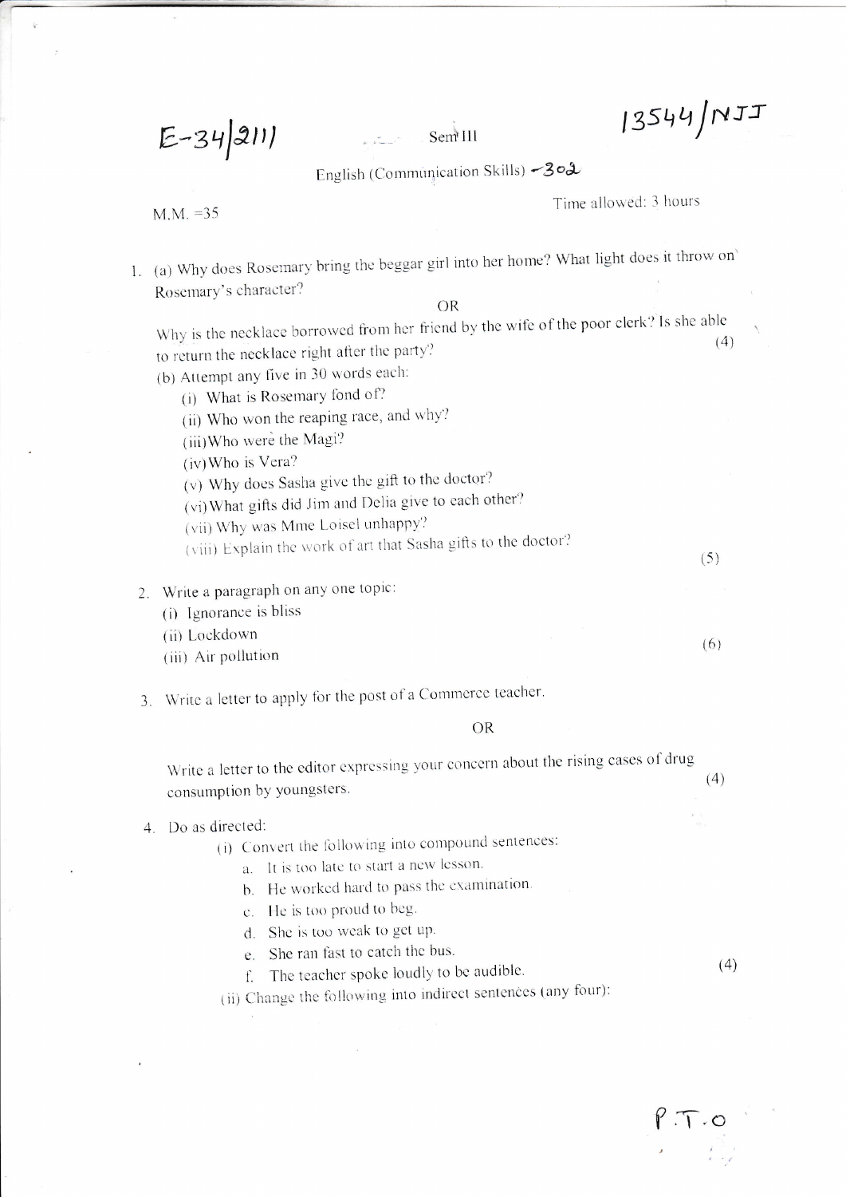E-34/2111 &nbsp;&nbsp;&nbsp;&nbsp; Sem III &nbsp;&nbsp;&nbsp;&nbsp; 13544/NJJ

English (Communication Skills) -302

M.M. =35 &nbsp;&nbsp;&nbsp;&nbsp; Time allowed: 3 hours

1. (a) Why does Rosemary bring the beggar girl into her home? What light does it throw on Rosemary's character?

   OR

   Why is the necklace borrowed from her friend by the wife of the poor clerk? Is she able to return the necklace right after the party? (4)

   (b) Attempt any five in 30 words each:
   - (i) What is Rosemary fond of?
   - (ii) Who won the reaping race, and why?
   - (iii) Who were the Magi?
   - (iv) Who is Vera?
   - (v) Why does Sasha give the gift to the doctor?
   - (vi) What gifts did Jim and Delia give to each other?
   - (vii) Why was Mme Loisel unhappy?
   - (viii) Explain the work of art that Sasha gifts to the doctor?

   (5)

2. Write a paragraph on any one topic:
   - (i) Ignorance is bliss
   - (ii) Lockdown
   - (iii) Air pollution

   (6)

3. Write a letter to apply for the post of a Commerce teacher.

   OR

   Write a letter to the editor expressing your concern about the rising cases of drug consumption by youngsters. (4)

4. Do as directed:
   - (i) Convert the following into compound sentences:
     - a. It is too late to start a new lesson.
     - b. He worked hard to pass the examination.
     - c. He is too proud to beg.
     - d. She is too weak to get up.
     - e. She ran fast to catch the bus.
     - f. The teacher spoke loudly to be audible.

     (4)
   - (ii) Change the following into indirect sentences (any four):

P.T.O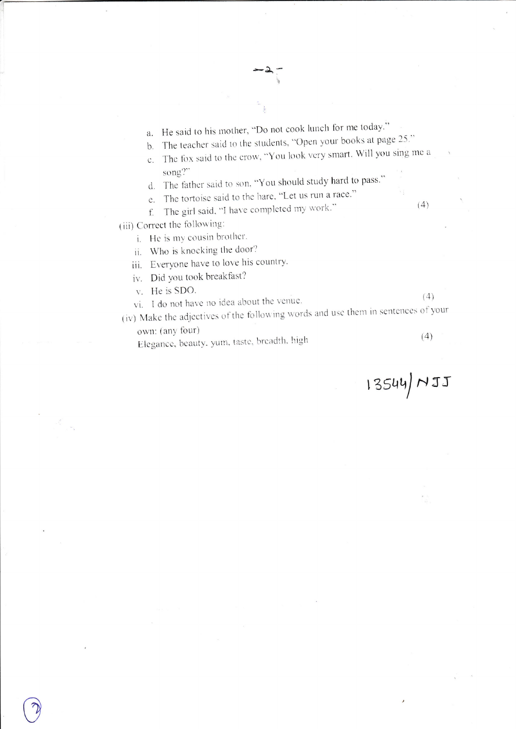a. He said to his mother, "Do not cook lunch for me today."

b. The teacher said to the students, "Open your books at page 25."

c. The fox said to the crow, "You look very smart. Will you sing me a song?"

d. The father said to son, "You should study hard to pass."

e. The tortoise said to the hare, "Let us run a race."

f. The girl said, "I have completed my work." (4)

(iii) Correct the following:

i. He is my cousin brother.

ii. Who is knocking the door?

iii. Everyone have to love his country.

iv. Did you took breakfast?

v. He is SDO.

vi. I do not have no idea about the venue. (4)

(iv) Make the adjectives of the following words and use them in sentences of your own: (any four)

Elegance, beauty, yum, taste, breadth, high (4)

13544/NJJ